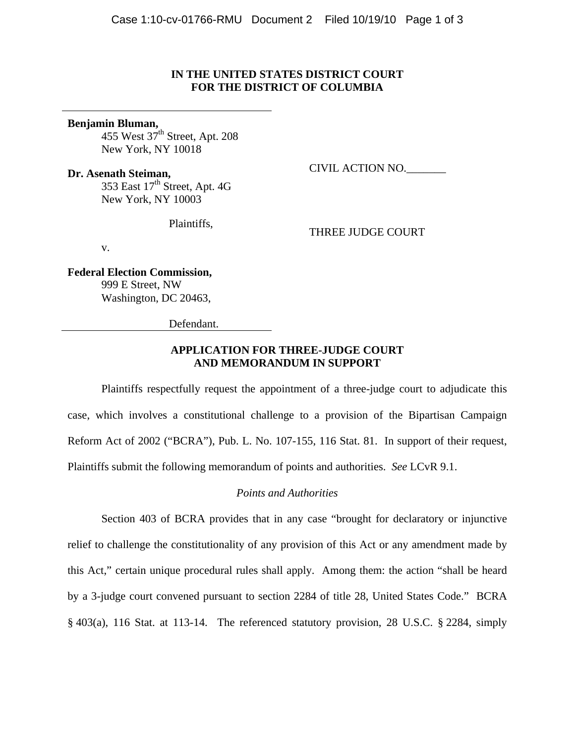# IN THE UNITED STATES DISTRICT COURT
# FOR THE DISTRICT OF COLUMBIA

**Benjamin Bluman,**
455 West 37th Street, Apt. 208
New York, NY 10018

**Dr. Asenath Steiman,**
353 East 17th Street, Apt. 4G
New York, NY 10003

Plaintiffs,

v.

**Federal Election Commission,**
999 E Street, NW
Washington, DC 20463,

Defendant.

CIVIL ACTION NO.\_\_\_\_\_\_\_

THREE JUDGE COURT

## APPLICATION FOR THREE-JUDGE COURT AND MEMORANDUM IN SUPPORT

Plaintiffs respectfully request the appointment of a three-judge court to adjudicate this case, which involves a constitutional challenge to a provision of the Bipartisan Campaign Reform Act of 2002 ("BCRA"), Pub. L. No. 107-155, 116 Stat. 81. In support of their request, Plaintiffs submit the following memorandum of points and authorities. *See* LCvR 9.1.

*Points and Authorities*

Section 403 of BCRA provides that in any case "brought for declaratory or injunctive relief to challenge the constitutionality of any provision of this Act or any amendment made by this Act," certain unique procedural rules shall apply. Among them: the action "shall be heard by a 3-judge court convened pursuant to section 2284 of title 28, United States Code." BCRA § 403(a), 116 Stat. at 113-14. The referenced statutory provision, 28 U.S.C. § 2284, simply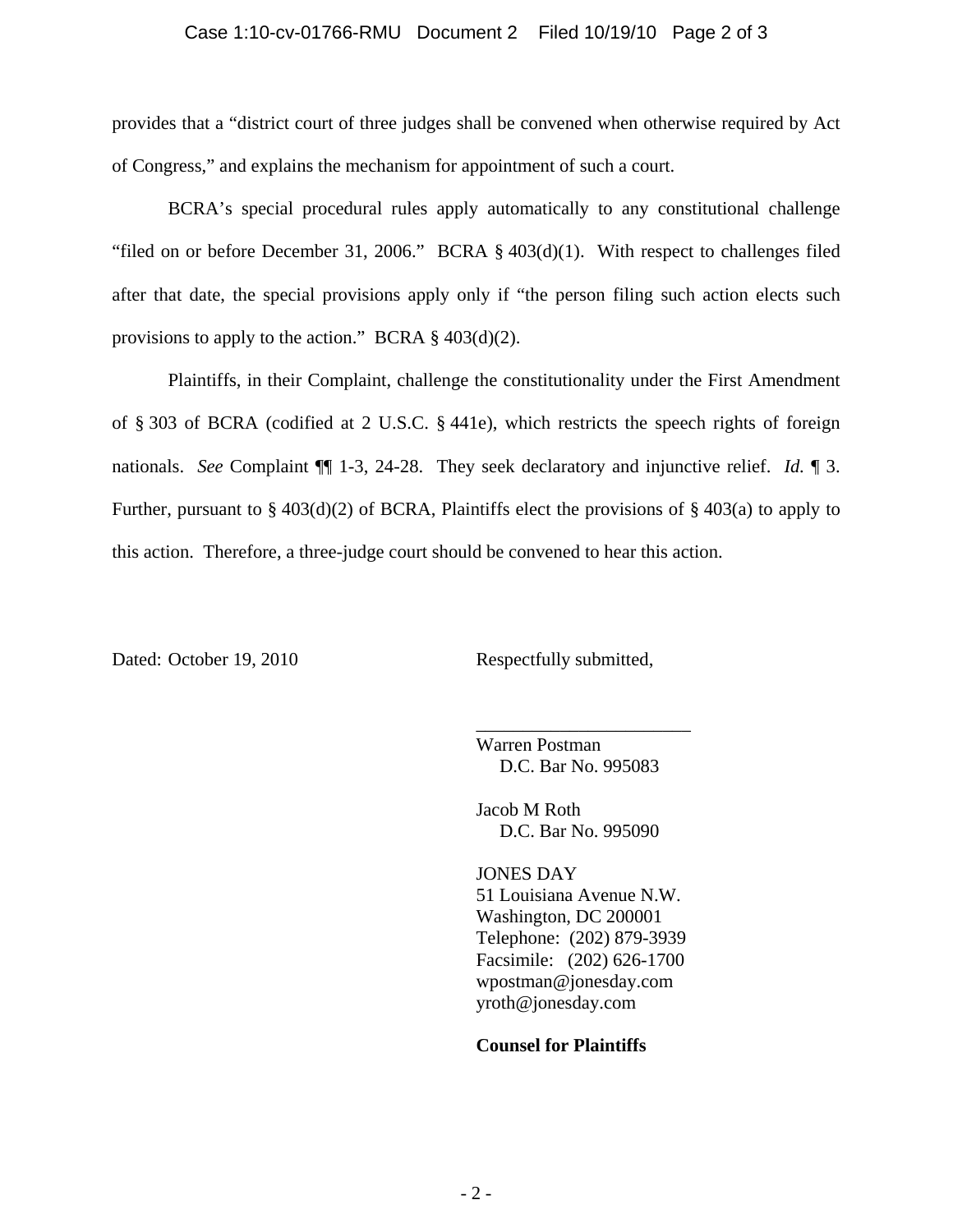provides that a "district court of three judges shall be convened when otherwise required by Act of Congress," and explains the mechanism for appointment of such a court.

BCRA's special procedural rules apply automatically to any constitutional challenge "filed on or before December 31, 2006." BCRA § 403(d)(1). With respect to challenges filed after that date, the special provisions apply only if "the person filing such action elects such provisions to apply to the action." BCRA § 403(d)(2).

Plaintiffs, in their Complaint, challenge the constitutionality under the First Amendment of § 303 of BCRA (codified at 2 U.S.C. § 441e), which restricts the speech rights of foreign nationals. *See* Complaint ¶¶ 1-3, 24-28. They seek declaratory and injunctive relief. *Id.* ¶ 3. Further, pursuant to § 403(d)(2) of BCRA, Plaintiffs elect the provisions of § 403(a) to apply to this action. Therefore, a three-judge court should be convened to hear this action.

Dated: October 19, 2010

Respectfully submitted,

_______________________

Warren Postman
D.C. Bar No. 995083

Jacob M Roth
D.C. Bar No. 995090

JONES DAY
51 Louisiana Avenue N.W.
Washington, DC 200001
Telephone: (202) 879-3939
Facsimile: (202) 626-1700
wpostman@jonesday.com
yroth@jonesday.com

**Counsel for Plaintiffs**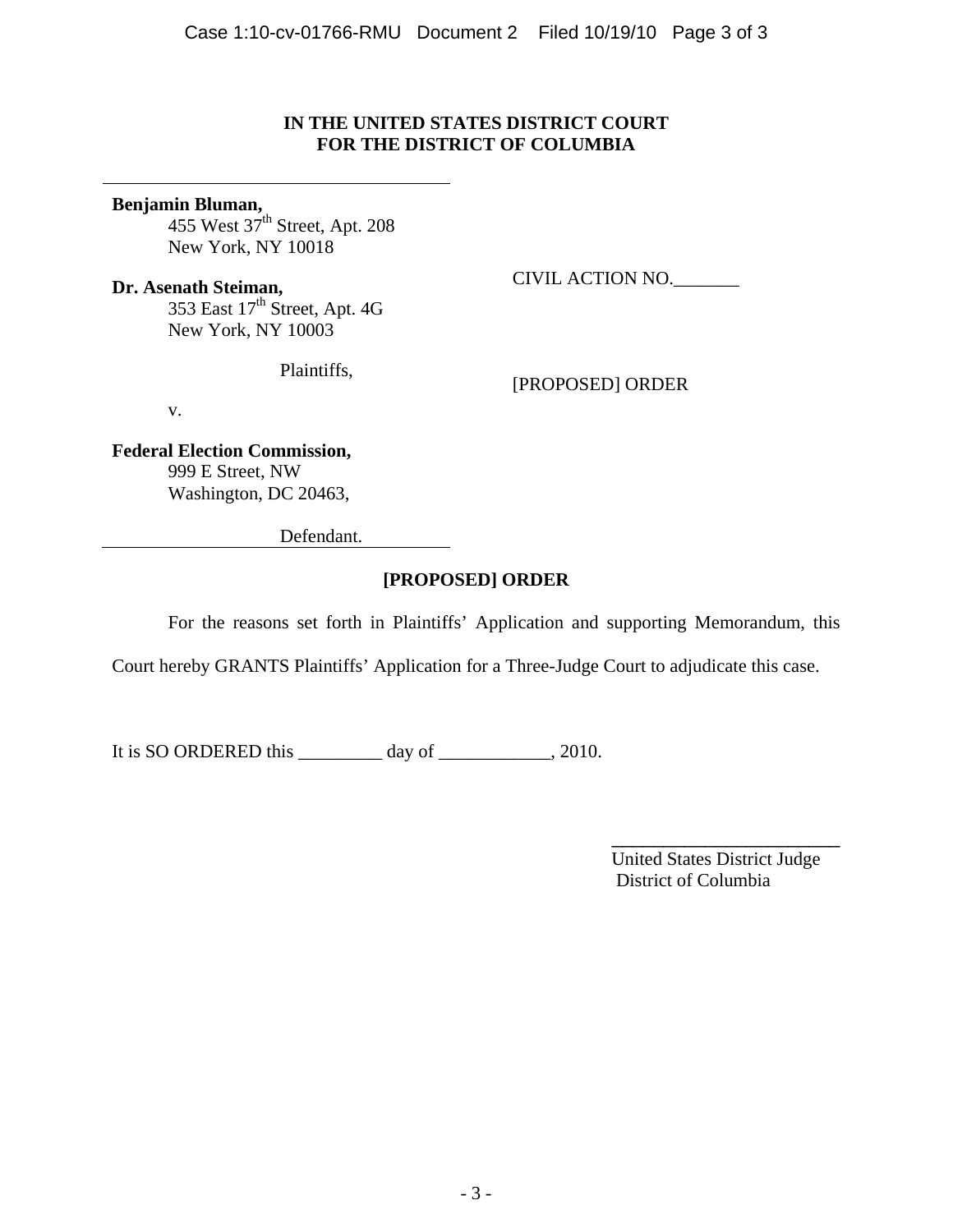**IN THE UNITED STATES DISTRICT COURT**
**FOR THE DISTRICT OF COLUMBIA**

**Benjamin Bluman,**
455 West 37th Street, Apt. 208
New York, NY 10018

**Dr. Asenath Steiman,**
353 East 17th Street, Apt. 4G
New York, NY 10003

Plaintiffs,

v.

**Federal Election Commission,**
999 E Street, NW
Washington, DC 20463,

Defendant.

CIVIL ACTION NO._______

[PROPOSED] ORDER

## [PROPOSED] ORDER

For the reasons set forth in Plaintiffs' Application and supporting Memorandum, this Court hereby GRANTS Plaintiffs' Application for a Three-Judge Court to adjudicate this case.

It is SO ORDERED this _________ day of ____________, 2010.

________________________
United States District Judge
District of Columbia